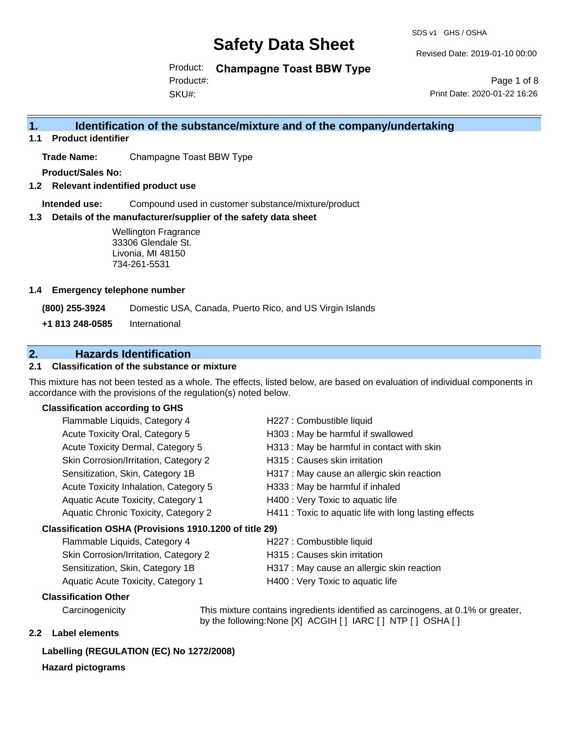# Safety Data Sheet

SDS v1 GHS / OSHA

Revised Date: 2019-01-10 00:00

Product: **Champagne Toast BBW Type**

Product#:

SKU#:

Print Date: 2020-01-22 16:26

## 1. Identification of the substance/mixture and of the company/undertaking

### 1.1 Product identifier

**Trade Name:** Champagne Toast BBW Type

**Product/Sales No:**

### 1.2 Relevant identified product use

**Intended use:** Compound used in customer substance/mixture/product

### 1.3 Details of the manufacturer/supplier of the safety data sheet

Wellington Fragrance
33306 Glendale St.
Livonia, MI 48150
734-261-5531

### 1.4 Emergency telephone number

**(800) 255-3924** Domestic USA, Canada, Puerto Rico, and US Virgin Islands

**+1 813 248-0585** International

## 2. Hazards Identification

### 2.1 Classification of the substance or mixture

This mixture has not been tested as a whole. The effects, listed below, are based on evaluation of individual components in accordance with the provisions of the regulation(s) noted below.

**Classification according to GHS**

| | |
|---|---|
| Flammable Liquids, Category 4 | H227 : Combustible liquid |
| Acute Toxicity Oral, Category 5 | H303 : May be harmful if swallowed |
| Acute Toxicity Dermal, Category 5 | H313 : May be harmful in contact with skin |
| Skin Corrosion/Irritation, Category 2 | H315 : Causes skin irritation |
| Sensitization, Skin, Category 1B | H317 : May cause an allergic skin reaction |
| Acute Toxicity Inhalation, Category 5 | H333 : May be harmful if inhaled |
| Aquatic Acute Toxicity, Category 1 | H400 : Very Toxic to aquatic life |
| Aquatic Chronic Toxicity, Category 2 | H411 : Toxic to aquatic life with long lasting effects |

**Classification OSHA (Provisions 1910.1200 of title 29)**

| | |
|---|---|
| Flammable Liquids, Category 4 | H227 : Combustible liquid |
| Skin Corrosion/Irritation, Category 2 | H315 : Causes skin irritation |
| Sensitization, Skin, Category 1B | H317 : May cause an allergic skin reaction |
| Aquatic Acute Toxicity, Category 1 | H400 : Very Toxic to aquatic life |

**Classification Other**

Carcinogenicity — This mixture contains ingredients identified as carcinogens, at 0.1% or greater, by the following:None [X] ACGIH [ ] IARC [ ] NTP [ ] OSHA [ ]

### 2.2 Label elements

**Labelling (REGULATION (EC) No 1272/2008)**

**Hazard pictograms**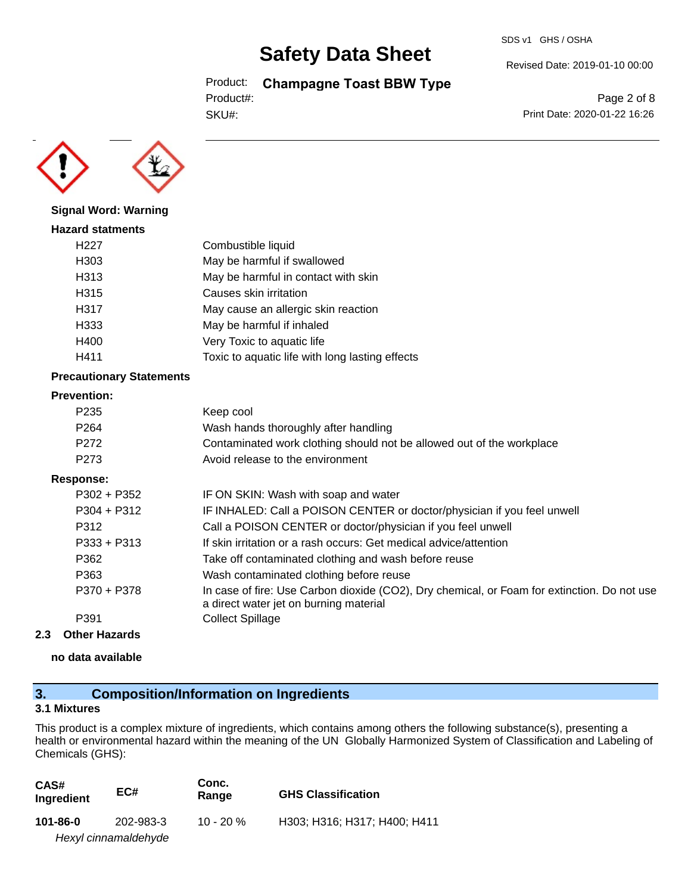**Signal Word: Warning**

**Hazard statments**

| | |
|---|---|
| H227 | Combustible liquid |
| H303 | May be harmful if swallowed |
| H313 | May be harmful in contact with skin |
| H315 | Causes skin irritation |
| H317 | May cause an allergic skin reaction |
| H333 | May be harmful if inhaled |
| H400 | Very Toxic to aquatic life |
| H411 | Toxic to aquatic life with long lasting effects |

**Precautionary Statements**

**Prevention:**

| | |
|---|---|
| P235 | Keep cool |
| P264 | Wash hands thoroughly after handling |
| P272 | Contaminated work clothing should not be allowed out of the workplace |
| P273 | Avoid release to the environment |

**Response:**

| | |
|---|---|
| P302 + P352 | IF ON SKIN: Wash with soap and water |
| P304 + P312 | IF INHALED: Call a POISON CENTER or doctor/physician if you feel unwell |
| P312 | Call a POISON CENTER or doctor/physician if you feel unwell |
| P333 + P313 | If skin irritation or a rash occurs: Get medical advice/attention |
| P362 | Take off contaminated clothing and wash before reuse |
| P363 | Wash contaminated clothing before reuse |
| P370 + P378 | In case of fire: Use Carbon dioxide ($CO_2$), Dry chemical, or Foam for extinction. Do not use a direct water jet on burning material |
| P391 | Collect Spillage |

### 2.3 Other Hazards

**no data available**

## 3. Composition/Information on Ingredients

### 3.1 Mixtures

This product is a complex mixture of ingredients, which contains among others the following substance(s), presenting a health or environmental hazard within the meaning of the UN Globally Harmonized System of Classification and Labeling of Chemicals (GHS):

| CAS# Ingredient | EC# | Conc. Range | GHS Classification |
|---|---|---|---|
| **101-86-0** *Hexyl cinnamaldehyde* | 202-983-3 | 10 - 20 % | H303; H316; H317; H400; H411 |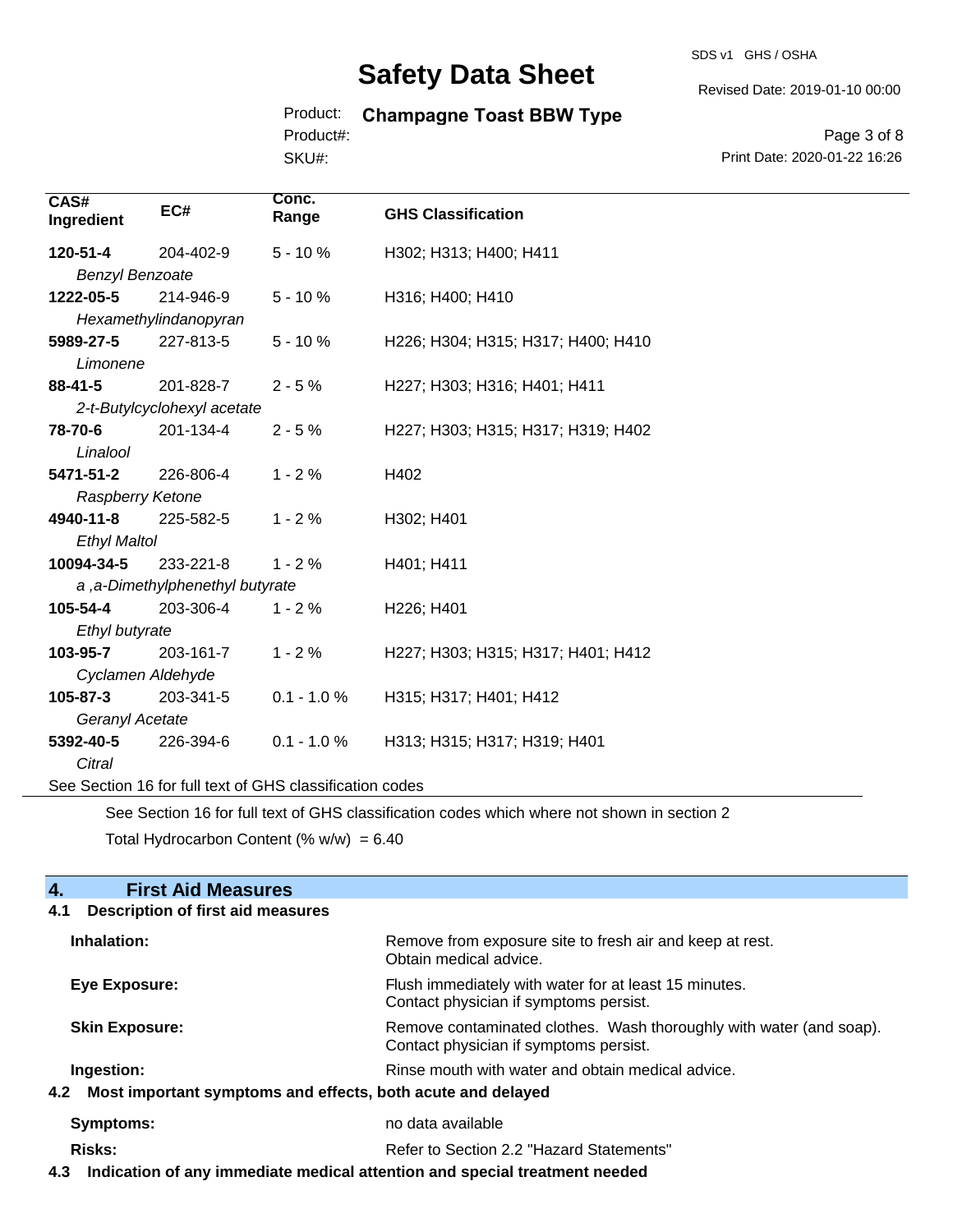| CAS# Ingredient | EC# | Conc. Range | GHS Classification |
|---|---|---|---|
| **120-51-4** *Benzyl Benzoate* | 204-402-9 | 5 - 10 % | H302; H313; H400; H411 |
| **1222-05-5** *Hexamethylindanopyran* | 214-946-9 | 5 - 10 % | H316; H400; H410 |
| **5989-27-5** *Limonene* | 227-813-5 | 5 - 10 % | H226; H304; H315; H317; H400; H410 |
| **88-41-5** *2-t-Butylcyclohexyl acetate* | 201-828-7 | 2 - 5 % | H227; H303; H316; H401; H411 |
| **78-70-6** *Linalool* | 201-134-4 | 2 - 5 % | H227; H303; H315; H317; H319; H402 |
| **5471-51-2** *Raspberry Ketone* | 226-806-4 | 1 - 2 % | H402 |
| **4940-11-8** *Ethyl Maltol* | 225-582-5 | 1 - 2 % | H302; H401 |
| **10094-34-5** *a ,a-Dimethylphenethyl butyrate* | 233-221-8 | 1 - 2 % | H401; H411 |
| **105-54-4** *Ethyl butyrate* | 203-306-4 | 1 - 2 % | H226; H401 |
| **103-95-7** *Cyclamen Aldehyde* | 203-161-7 | 1 - 2 % | H227; H303; H315; H317; H401; H412 |
| **105-87-3** *Geranyl Acetate* | 203-341-5 | 0.1 - 1.0 % | H315; H317; H401; H412 |
| **5392-40-5** *Citral* | 226-394-6 | 0.1 - 1.0 % | H313; H315; H317; H319; H401 |

See Section 16 for full text of GHS classification codes

See Section 16 for full text of GHS classification codes which where not shown in section 2

Total Hydrocarbon Content (% w/w) = 6.40

## 4. First Aid Measures

### 4.1 Description of first aid measures

**Inhalation:** Remove from exposure site to fresh air and keep at rest. Obtain medical advice.

**Eye Exposure:** Flush immediately with water for at least 15 minutes. Contact physician if symptoms persist.

**Skin Exposure:** Remove contaminated clothes. Wash thoroughly with water (and soap). Contact physician if symptoms persist.

**Ingestion:** Rinse mouth with water and obtain medical advice.

### 4.2 Most important symptoms and effects, both acute and delayed

**Symptoms:** no data available

**Risks:** Refer to Section 2.2 "Hazard Statements"

### 4.3 Indication of any immediate medical attention and special treatment needed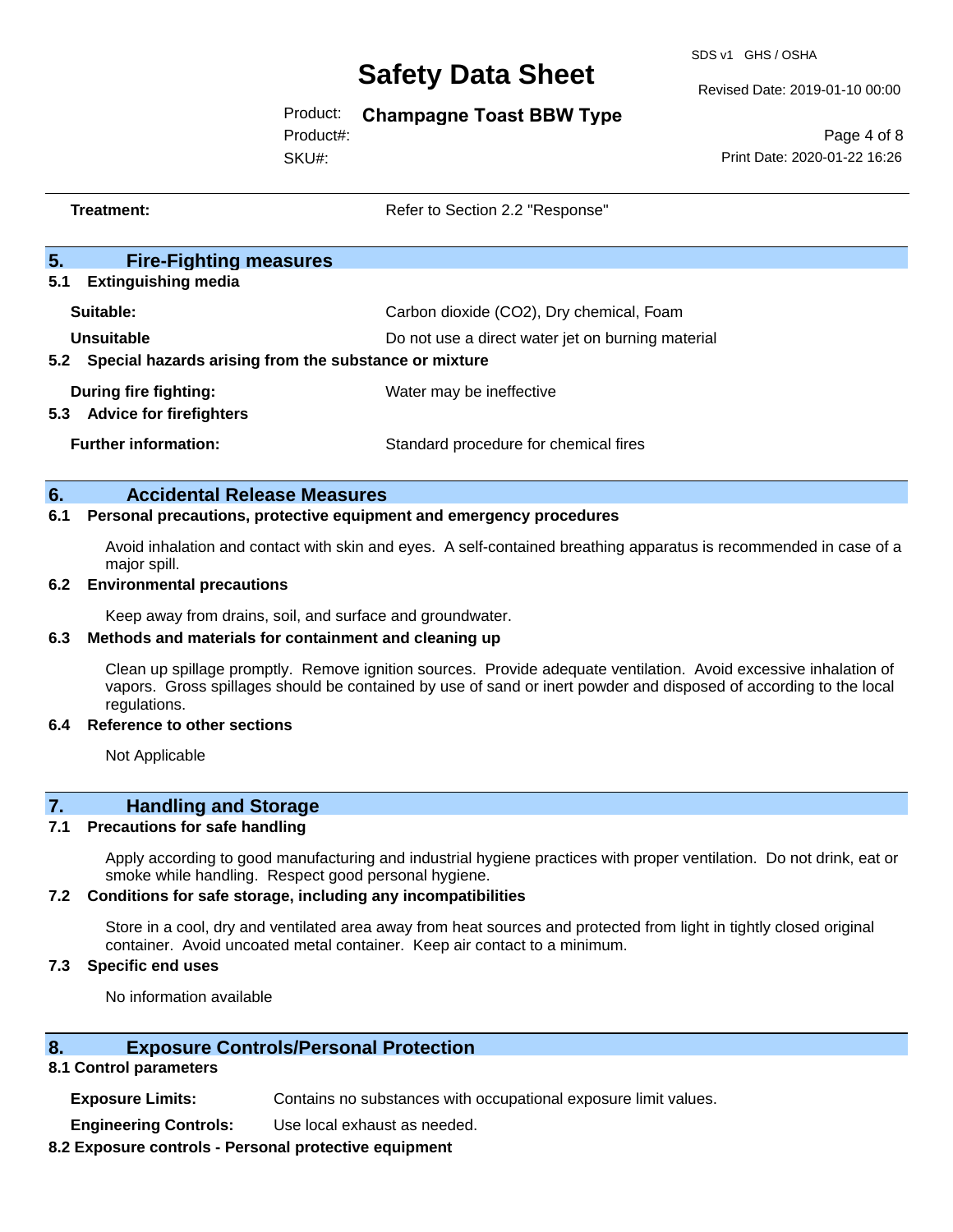| | |
|---|---|
| **Treatment:** | Refer to Section 2.2 "Response" |

## 5. Fire-Fighting measures

### 5.1 Extinguishing media

| | |
|---|---|
| **Suitable:** | Carbon dioxide ($CO_2$), Dry chemical, Foam |
| **Unsuitable** | Do not use a direct water jet on burning material |

### 5.2 Special hazards arising from the substance or mixture

| | |
|---|---|
| **During fire fighting:** | Water may be ineffective |

### 5.3 Advice for firefighters

| | |
|---|---|
| **Further information:** | Standard procedure for chemical fires |

## 6. Accidental Release Measures

### 6.1 Personal precautions, protective equipment and emergency procedures

Avoid inhalation and contact with skin and eyes. A self-contained breathing apparatus is recommended in case of a major spill.

### 6.2 Environmental precautions

Keep away from drains, soil, and surface and groundwater.

### 6.3 Methods and materials for containment and cleaning up

Clean up spillage promptly. Remove ignition sources. Provide adequate ventilation. Avoid excessive inhalation of vapors. Gross spillages should be contained by use of sand or inert powder and disposed of according to the local regulations.

### 6.4 Reference to other sections

Not Applicable

## 7. Handling and Storage

### 7.1 Precautions for safe handling

Apply according to good manufacturing and industrial hygiene practices with proper ventilation. Do not drink, eat or smoke while handling. Respect good personal hygiene.

### 7.2 Conditions for safe storage, including any incompatibilities

Store in a cool, dry and ventilated area away from heat sources and protected from light in tightly closed original container. Avoid uncoated metal container. Keep air contact to a minimum.

### 7.3 Specific end uses

No information available

## 8. Exposure Controls/Personal Protection

### 8.1 Control parameters

| | |
|---|---|
| **Exposure Limits:** | Contains no substances with occupational exposure limit values. |
| **Engineering Controls:** | Use local exhaust as needed. |

### 8.2 Exposure controls - Personal protective equipment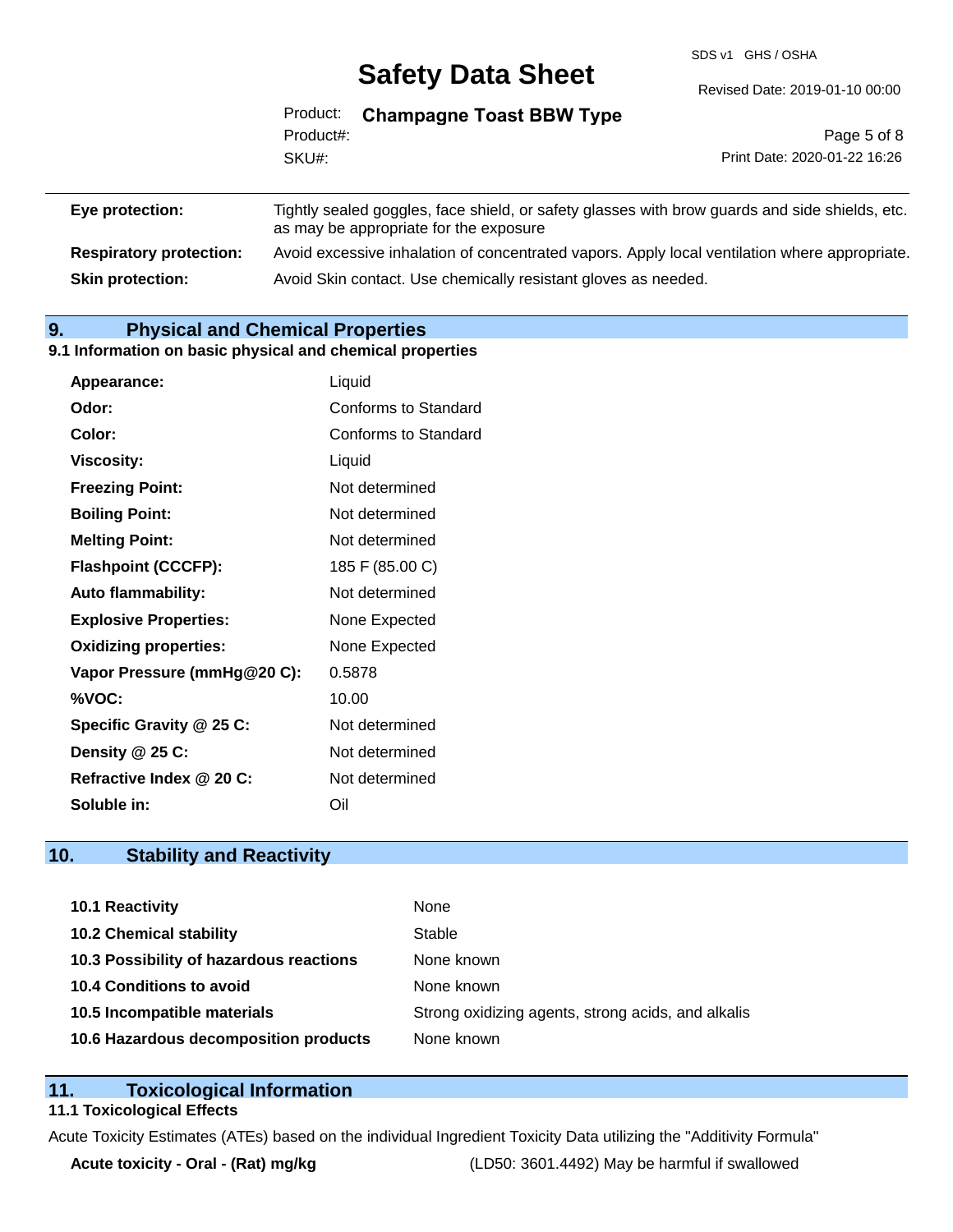| | |
|---|---|
| **Eye protection:** | Tightly sealed goggles, face shield, or safety glasses with brow guards and side shields, etc. as may be appropriate for the exposure |
| **Respiratory protection:** | Avoid excessive inhalation of concentrated vapors. Apply local ventilation where appropriate. |
| **Skin protection:** | Avoid Skin contact. Use chemically resistant gloves as needed. |

## 9. Physical and Chemical Properties

### 9.1 Information on basic physical and chemical properties

| | |
|---|---|
| **Appearance:** | Liquid |
| **Odor:** | Conforms to Standard |
| **Color:** | Conforms to Standard |
| **Viscosity:** | Liquid |
| **Freezing Point:** | Not determined |
| **Boiling Point:** | Not determined |
| **Melting Point:** | Not determined |
| **Flashpoint (CCCFP):** | 185 F (85.00 C) |
| **Auto flammability:** | Not determined |
| **Explosive Properties:** | None Expected |
| **Oxidizing properties:** | None Expected |
| **Vapor Pressure (mmHg@20 C):** | 0.5878 |
| **%VOC:** | 10.00 |
| **Specific Gravity @ 25 C:** | Not determined |
| **Density @ 25 C:** | Not determined |
| **Refractive Index @ 20 C:** | Not determined |
| **Soluble in:** | Oil |

## 10. Stability and Reactivity

| | |
|---|---|
| **10.1 Reactivity** | None |
| **10.2 Chemical stability** | Stable |
| **10.3 Possibility of hazardous reactions** | None known |
| **10.4 Conditions to avoid** | None known |
| **10.5 Incompatible materials** | Strong oxidizing agents, strong acids, and alkalis |
| **10.6 Hazardous decomposition products** | None known |

## 11. Toxicological Information

### 11.1 Toxicological Effects

Acute Toxicity Estimates (ATEs) based on the individual Ingredient Toxicity Data utilizing the "Additivity Formula"

| | |
|---|---|
| **Acute toxicity - Oral - (Rat) mg/kg** | (LD50: 3601.4492) May be harmful if swallowed |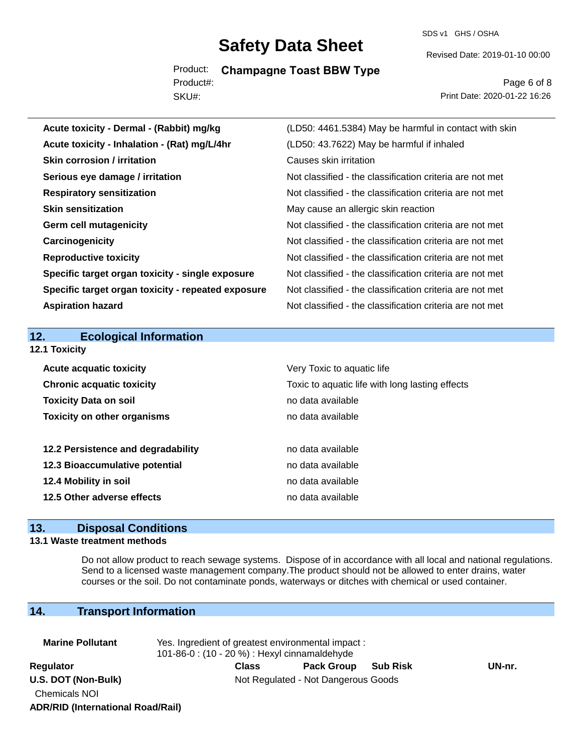| | |
|---|---|
| **Acute toxicity - Dermal - (Rabbit) mg/kg** | (LD50: 4461.5384) May be harmful in contact with skin |
| **Acute toxicity - Inhalation - (Rat) mg/L/4hr** | (LD50: 43.7622) May be harmful if inhaled |
| **Skin corrosion / irritation** | Causes skin irritation |
| **Serious eye damage / irritation** | Not classified - the classification criteria are not met |
| **Respiratory sensitization** | Not classified - the classification criteria are not met |
| **Skin sensitization** | May cause an allergic skin reaction |
| **Germ cell mutagenicity** | Not classified - the classification criteria are not met |
| **Carcinogenicity** | Not classified - the classification criteria are not met |
| **Reproductive toxicity** | Not classified - the classification criteria are not met |
| **Specific target organ toxicity - single exposure** | Not classified - the classification criteria are not met |
| **Specific target organ toxicity - repeated exposure** | Not classified - the classification criteria are not met |
| **Aspiration hazard** | Not classified - the classification criteria are not met |

## 12. Ecological Information

### 12.1 Toxicity

| | |
|---|---|
| **Acute acquatic toxicity** | Very Toxic to aquatic life |
| **Chronic acquatic toxicity** | Toxic to aquatic life with long lasting effects |
| **Toxicity Data on soil** | no data available |
| **Toxicity on other organisms** | no data available |

| | |
|---|---|
| **12.2 Persistence and degradability** | no data available |
| **12.3 Bioaccumulative potential** | no data available |
| **12.4 Mobility in soil** | no data available |
| **12.5 Other adverse effects** | no data available |

## 13. Disposal Conditions

### 13.1 Waste treatment methods

Do not allow product to reach sewage systems. Dispose of in accordance with all local and national regulations. Send to a licensed waste management company.The product should not be allowed to enter drains, water courses or the soil. Do not contaminate ponds, waterways or ditches with chemical or used container.

## 14. Transport Information

**Marine Pollutant** Yes. Ingredient of greatest environmental impact :
101-86-0 : (10 - 20 %) : Hexyl cinnamaldehyde

| Regulator | Class | Pack Group | Sub Risk | UN-nr. |
|---|---|---|---|---|
| **U.S. DOT (Non-Bulk)** | Not Regulated - Not Dangerous Goods | | | |
| Chemicals NOI | | | | |
| **ADR/RID (International Road/Rail)** | | | | |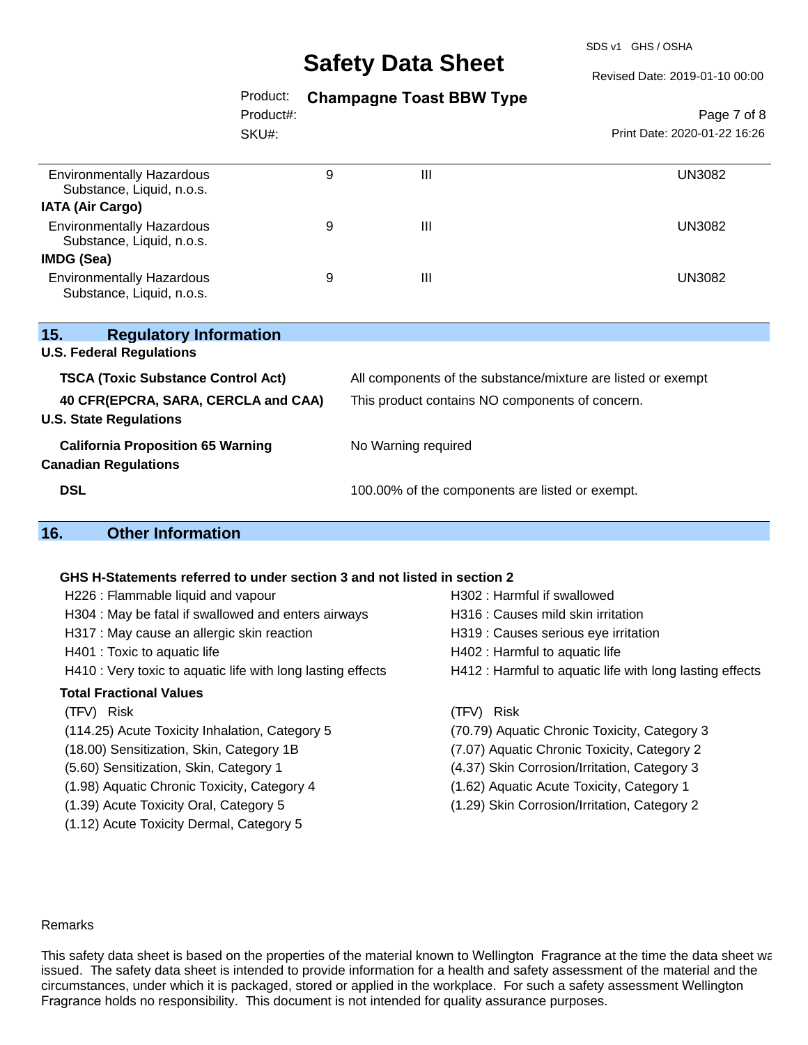| | | | |
|---|---|---|---|
| Environmentally Hazardous Substance, Liquid, n.o.s. | 9 | III | UN3082 |
| **IATA (Air Cargo)** | | | |
| Environmentally Hazardous Substance, Liquid, n.o.s. | 9 | III | UN3082 |
| **IMDG (Sea)** | | | |
| Environmentally Hazardous Substance, Liquid, n.o.s. | 9 | III | UN3082 |

## 15. Regulatory Information

**U.S. Federal Regulations**

| | |
|---|---|
| **TSCA (Toxic Substance Control Act)** | All components of the substance/mixture are listed or exempt |
| **40 CFR(EPCRA, SARA, CERCLA and CAA)** | This product contains NO components of concern. |

**U.S. State Regulations**

| | |
|---|---|
| **California Proposition 65 Warning** | No Warning required |

**Canadian Regulations**

| | |
|---|---|
| **DSL** | 100.00% of the components are listed or exempt. |

## 16. Other Information

**GHS H-Statements referred to under section 3 and not listed in section 2**

- H226 : Flammable liquid and vapour
- H304 : May be fatal if swallowed and enters airways
- H317 : May cause an allergic skin reaction
- H401 : Toxic to aquatic life
- H410 : Very toxic to aquatic life with long lasting effects
- H302 : Harmful if swallowed
- H316 : Causes mild skin irritation
- H319 : Causes serious eye irritation
- H402 : Harmful to aquatic life
- H412 : Harmful to aquatic life with long lasting effects

**Total Fractional Values**

(TFV) Risk

- (114.25) Acute Toxicity Inhalation, Category 5
- (18.00) Sensitization, Skin, Category 1B
- (5.60) Sensitization, Skin, Category 1
- (1.98) Aquatic Chronic Toxicity, Category 4
- (1.39) Acute Toxicity Oral, Category 5
- (1.12) Acute Toxicity Dermal, Category 5

(TFV) Risk

- (70.79) Aquatic Chronic Toxicity, Category 3
- (7.07) Aquatic Chronic Toxicity, Category 2
- (4.37) Skin Corrosion/Irritation, Category 3
- (1.62) Aquatic Acute Toxicity, Category 1
- (1.29) Skin Corrosion/Irritation, Category 2

Remarks

This safety data sheet is based on the properties of the material known to Wellington Fragrance at the time the data sheet was issued. The safety data sheet is intended to provide information for a health and safety assessment of the material and the circumstances, under which it is packaged, stored or applied in the workplace. For such a safety assessment Wellington Fragrance holds no responsibility. This document is not intended for quality assurance purposes.